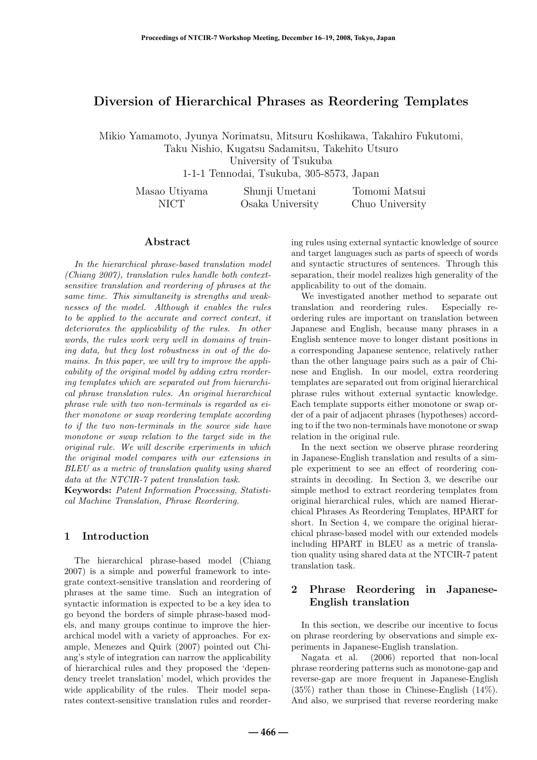# Diversion of Hierarchical Phrases as Reordering Templates

Mikio Yamamoto, Jyunya Norimatsu, Mitsuru Koshikawa, Takahiro Fukutomi, Taku Nishio, Kugatsu Sadamitsu, Takehito Utsuro
University of Tsukuba
1-1-1 Tennodai, Tsukuba, 305-8573, Japan

Masao Utiyama — NICT
Shunji Umetani — Osaka University
Tomomi Matsui — Chuo University

## Abstract

*In the hierarchical phrase-based translation model (Chiang 2007), translation rules handle both context-sensitive translation and reordering of phrases at the same time. This simultaneity is strengths and weaknesses of the model. Although it enables the rules to be applied to the accurate and correct context, it deteriorates the applicability of the rules. In other words, the rules work very well in domains of training data, but they lost robustness in out of the domains. In this paper, we will try to improve the applicability of the original model by adding extra reordering templates which are separated out from hierarchical phrase translation rules. An original hierarchical phrase rule with two non-terminals is regarded as either monotone or swap reordering template according to if the two non-terminals in the source side have monotone or swap relation to the target side in the original rule. We will describe experiments in which the original model compares with our extensions in BLEU as a metric of translation quality using shared data at the NTCIR-7 patent translation task.*

**Keywords:** *Patent Information Processing, Statistical Machine Translation, Phrase Reordering.*

## 1 Introduction

The hierarchical phrase-based model (Chiang 2007) is a simple and powerful framework to integrate context-sensitive translation and reordering of phrases at the same time. Such an integration of syntactic information is expected to be a key idea to go beyond the borders of simple phrase-based models, and many groups continue to improve the hierarchical model with a variety of approaches. For example, Menezes and Quirk (2007) pointed out Chiang's style of integration can narrow the applicability of hierarchical rules and they proposed the 'dependency treelet translation' model, which provides the wide applicability of the rules. Their model separates context-sensitive translation rules and reordering rules using external syntactic knowledge of source and target languages such as parts of speech of words and syntactic structures of sentences. Through this separation, their model realizes high generality of the applicability to out of the domain.

We investigated another method to separate out translation and reordering rules. Especially reordering rules are important on translation between Japanese and English, because many phrases in a English sentence move to longer distant positions in a corresponding Japanese sentence, relatively rather than the other language pairs such as a pair of Chinese and English. In our model, extra reordering templates are separated out from original hierarchical phrase rules without external syntactic knowledge. Each template supports either monotone or swap order of a pair of adjacent phrases (hypotheses) according to if the two non-terminals have monotone or swap relation in the original rule.

In the next section we observe phrase reordering in Japanese-English translation and results of a simple experiment to see an effect of reordering constraints in decoding. In Section 3, we describe our simple method to extract reordering templates from original hierarchical rules, which are named Hierarchical Phrases As Reordering Templates, HPART for short. In Section 4, we compare the original hierarchical phrase-based model with our extended models including HPART in BLEU as a metric of translation quality using shared data at the NTCIR-7 patent translation task.

## 2 Phrase Reordering in Japanese-English translation

In this section, we describe our incentive to focus on phrase reordering by observations and simple experiments in Japanese-English translation.

Nagata et al. (2006) reported that non-local phrase reordering patterns such as monotone-gap and reverse-gap are more frequent in Japanese-English (35%) rather than those in Chinese-English (14%). And also, we surprised that reverse reordering make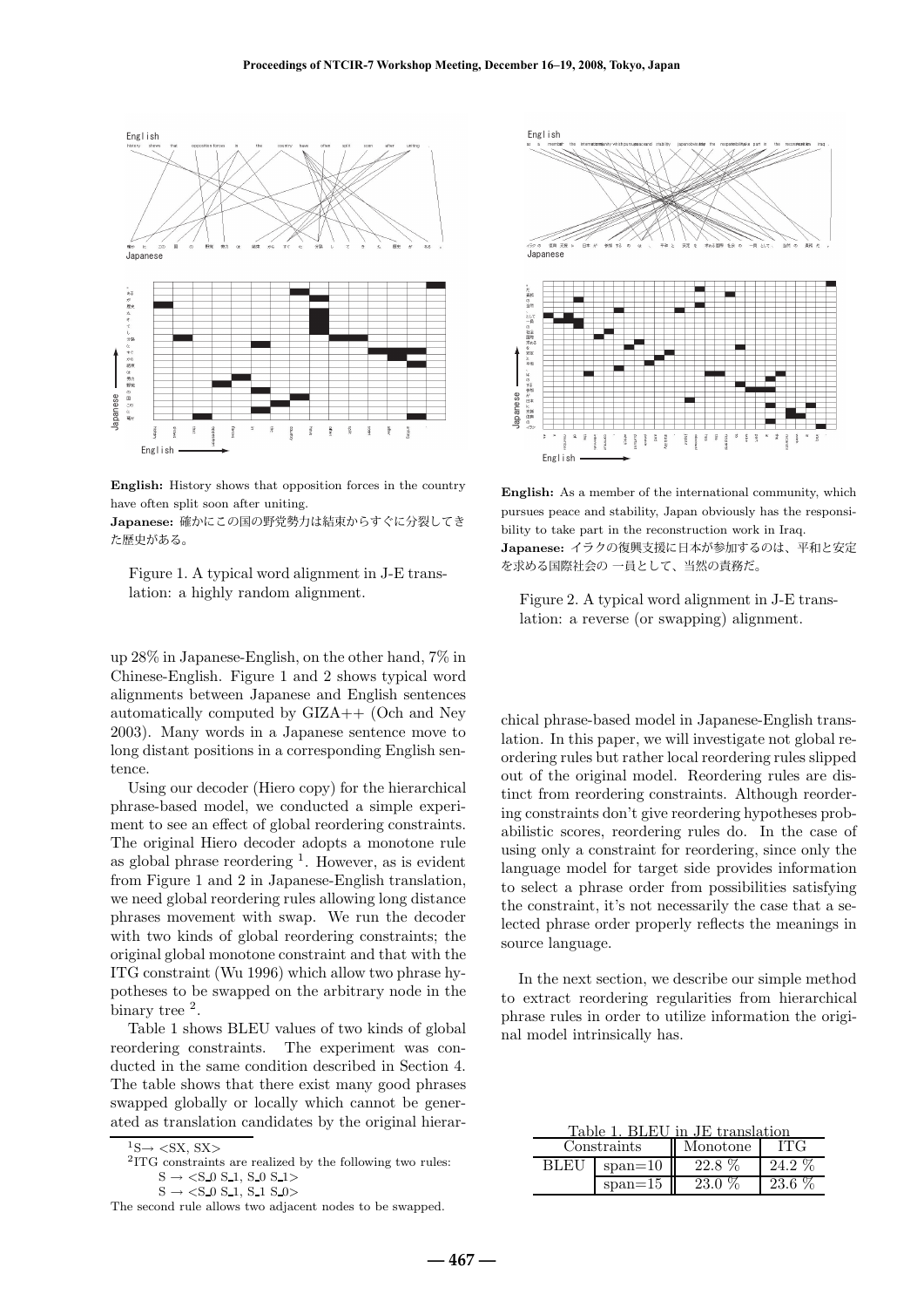**English:** History shows that opposition forces in the country have often split soon after uniting.
**Japanese:** 確かにこの国の野党勢力は結束からすぐに分裂してきた歴史がある。

Figure 1. A typical word alignment in J-E translation: a highly random alignment.

**English:** As a member of the international community, which pursues peace and stability, Japan obviously has the responsibility to take part in the reconstruction work in Iraq.
**Japanese:** イラクの復興支援に日本が参加するのは、平和と安定を求める国際社会の 一員として、当然の責務だ。

Figure 2. A typical word alignment in J-E translation: a reverse (or swapping) alignment.

up 28% in Japanese-English, on the other hand, 7% in Chinese-English. Figure 1 and 2 shows typical word alignments between Japanese and English sentences automatically computed by GIZA++ (Och and Ney 2003). Many words in a Japanese sentence move to long distant positions in a corresponding English sentence.

Using our decoder (Hiero copy) for the hierarchical phrase-based model, we conducted a simple experiment to see an effect of global reordering constraints. The original Hiero decoder adopts a monotone rule as global phrase reordering [1]. However, as is evident from Figure 1 and 2 in Japanese-English translation, we need global reordering rules allowing long distance phrases movement with swap. We run the decoder with two kinds of global reordering constraints; the original global monotone constraint and that with the ITG constraint (Wu 1996) which allow two phrase hypotheses to be swapped on the arbitrary node in the binary tree [2].

Table 1 shows BLEU values of two kinds of global reordering constraints. The experiment was conducted in the same condition described in Section 4. The table shows that there exist many good phrases swapped globally or locally which cannot be generated as translation candidates by the original hierarchical phrase-based model in Japanese-English translation. In this paper, we will investigate not global reordering rules but rather local reordering rules slipped out of the original model. Reordering rules are distinct from reordering constraints. Although reordering constraints don't give reordering hypotheses probabilistic scores, reordering rules do. In the case of using only a constraint for reordering, since only the language model for target side provides information to select a phrase order from possibilities satisfying the constraint, it's not necessarily the case that a selected phrase order properly reflects the meanings in source language.

In the next section, we describe our simple method to extract reordering regularities from hierarchical phrase rules in order to utilize information the original model intrinsically has.

Table 1. BLEU in JE translation

| Constraints | | Monotone | ITG |
|---|---|---|---|
| BLEU | span=10 | 22.8 % | 24.2 % |
| | span=15 | 23.0 % | 23.6 % |

[1] S → <SX, SX>

[2] ITG constraints are realized by the following two rules:
S → <S_0 S_1, S_0 S_1>
S → <S_0 S_1, S_1 S_0>
The second rule allows two adjacent nodes to be swapped.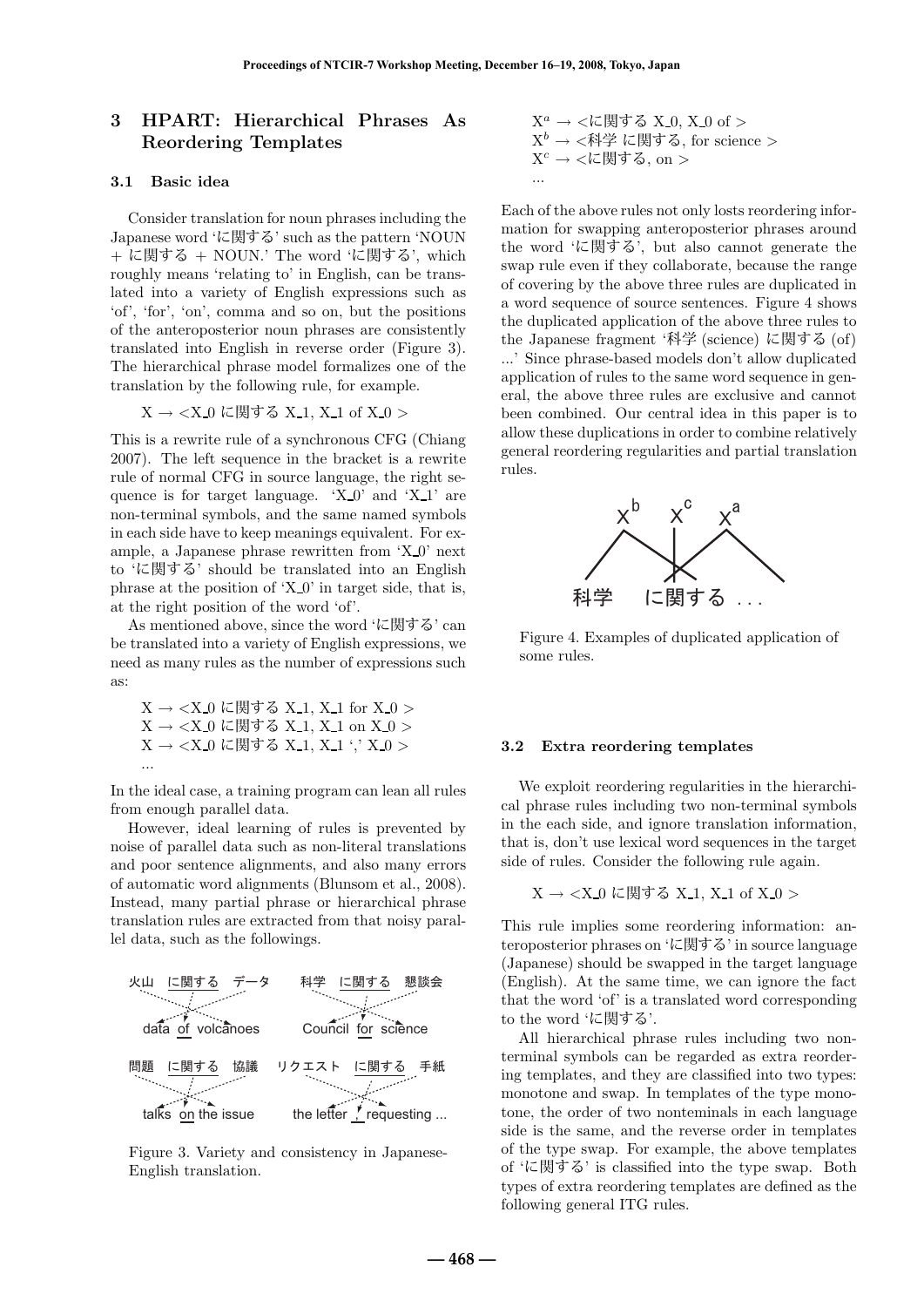## 3 HPART: Hierarchical Phrases As Reordering Templates

### 3.1 Basic idea

Consider translation for noun phrases including the Japanese word 'に関する' such as the pattern 'NOUN + に関する + NOUN.' The word 'に関する', which roughly means 'relating to' in English, can be translated into a variety of English expressions such as 'of', 'for', 'on', comma and so on, but the positions of the anteroposterior noun phrases are consistently translated into English in reverse order (Figure 3). The hierarchical phrase model formalizes one of the translation by the following rule, for example.

X → <X_0 に関する X_1, X_1 of X_0 >

This is a rewrite rule of a synchronous CFG (Chiang 2007). The left sequence in the bracket is a rewrite rule of normal CFG in source language, the right sequence is for target language. 'X_0' and 'X_1' are non-terminal symbols, and the same named symbols in each side have to keep meanings equivalent. For example, a Japanese phrase rewritten from 'X_0' next to 'に関する' should be translated into an English phrase at the position of 'X_0' in target side, that is, at the right position of the word 'of'.

As mentioned above, since the word 'に関する' can be translated into a variety of English expressions, we need as many rules as the number of expressions such as:

X → <X_0 に関する X_1, X_1 for X_0 >
X → <X_0 に関する X_1, X_1 on X_0 >
X → <X_0 に関する X_1, X_1 ',' X_0 >
...

In the ideal case, a training program can lean all rules from enough parallel data.

However, ideal learning of rules is prevented by noise of parallel data such as non-literal translations and poor sentence alignments, and also many errors of automatic word alignments (Blunsom et al., 2008). Instead, many partial phrase or hierarchical phrase translation rules are extracted from that noisy parallel data, such as the followings.

火山 に関する データ → data of volcanoes
科学 に関する 懇談会 → Council for science
問題 に関する 協議 → talks on the issue
リクエスト に関する 手紙 → the letter , requesting ...

Figure 3. Variety and consistency in Japanese-English translation.

$X^a$ → <に関する X_0, X_0 of >
$X^b$ → <科学 に関する, for science >
$X^c$ → <に関する, on >
...

Each of the above rules not only losts reordering information for swapping anteroposterior phrases around the word 'に関する', but also cannot generate the swap rule even if they collaborate, because the range of covering by the above three rules are duplicated in a word sequence of source sentences. Figure 4 shows the duplicated application of the above three rules to the Japanese fragment '科学 (science) に関する (of) ...' Since phrase-based models don't allow duplicated application of rules to the same word sequence in general, the above three rules are exclusive and cannot been combined. Our central idea in this paper is to allow these duplications in order to combine relatively general reordering regularities and partial translation rules.

$X^b$ $X^c$ $X^a$
科学 に関する ...

Figure 4. Examples of duplicated application of some rules.

### 3.2 Extra reordering templates

We exploit reordering regularities in the hierarchical phrase rules including two non-terminal symbols in the each side, and ignore translation information, that is, don't use lexical word sequences in the target side of rules. Consider the following rule again.

X → <X_0 に関する X_1, X_1 of X_0 >

This rule implies some reordering information: anteroposterior phrases on 'に関する' in source language (Japanese) should be swapped in the target language (English). At the same time, we can ignore the fact that the word 'of' is a translated word corresponding to the word 'に関する'.

All hierarchical phrase rules including two nonterminal symbols can be regarded as extra reordering templates, and they are classified into two types: monotone and swap. In templates of the type monotone, the order of two nonteminals in each language side is the same, and the reverse order in templates of the type swap. For example, the above templates of 'に関する' is classified into the type swap. Both types of extra reordering templates are defined as the following general ITG rules.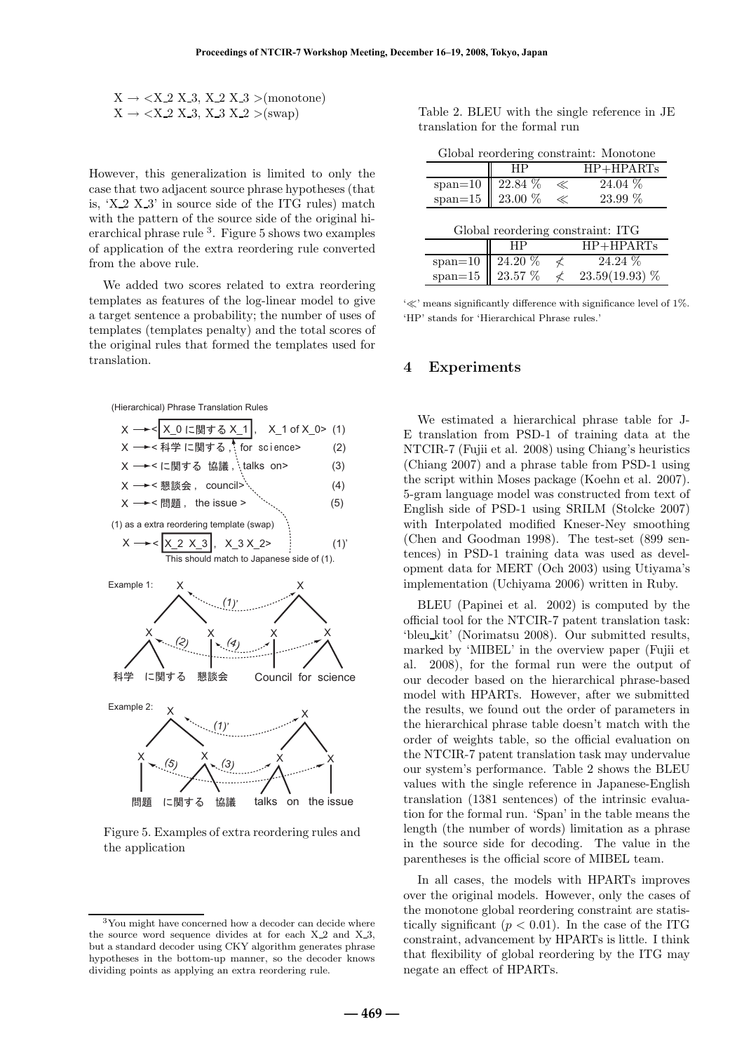X → <X_2 X_3, X_2 X_3 >(monotone)
X → <X_2 X_3, X_3 X_2 >(swap)

However, this generalization is limited to only the case that two adjacent source phrase hypotheses (that is, 'X_2 X_3' in source side of the ITG rules) match with the pattern of the source side of the original hierarchical phrase rule [3]. Figure 5 shows two examples of application of the extra reordering rule converted from the above rule.

We added two scores related to extra reordering templates as features of the log-linear model to give a target sentence a probability; the number of uses of templates (templates penalty) and the total scores of the original rules that formed the templates used for translation.

(Hierarchical) Phrase Translation Rules

X → < X_0 に関する X_1 , X_1 of X_0> (1)
X → < 科学 に関する , for science> (2)
X → < に関する 協議 , talks on> (3)
X → < 懇談会 , council> (4)
X → < 問題 , the issue > (5)

(1) as a extra reordering template (swap)

X → < X_2 X_3 , X_3 X_2> (1)'

This should match to Japanese side of (1).

Example 1: 科学 に関する 懇談会 / Council for science

Example 2: 問題 に関する 協議 / talks on the issue

Figure 5. Examples of extra reordering rules and the application

Table 2. BLEU with the single reference in JE translation for the formal run

Global reordering constraint: Monotone

| | HP | | HP+HPARTs |
|---|---|---|---|
| span=10 | 22.84 % | ≪ | 24.04 % |
| span=15 | 23.00 % | ≪ | 23.99 % |

Global reordering constraint: ITG

| | HP | | HP+HPARTs |
|---|---|---|---|
| span=10 | 24.20 % | ≮ | 24.24 % |
| span=15 | 23.57 % | ≮ | 23.59(19.93) % |

'≪' means significantly difference with significance level of 1%. 'HP' stands for 'Hierarchical Phrase rules.'

## 4 Experiments

We estimated a hierarchical phrase table for J-E translation from PSD-1 of training data at the NTCIR-7 (Fujii et al. 2008) using Chiang's heuristics (Chiang 2007) and a phrase table from PSD-1 using the script within Moses package (Koehn et al. 2007). 5-gram language model was constructed from text of English side of PSD-1 using SRILM (Stolcke 2007) with Interpolated modified Kneser-Ney smoothing (Chen and Goodman 1998). The test-set (899 sentences) in PSD-1 training data was used as development data for MERT (Och 2003) using Utiyama's implementation (Uchiyama 2006) written in Ruby.

BLEU (Papinei et al. 2002) is computed by the official tool for the NTCIR-7 patent translation task: 'bleu_kit' (Norimatsu 2008). Our submitted results, marked by 'MIBEL' in the overview paper (Fujii et al. 2008), for the formal run were the output of our decoder based on the hierarchical phrase-based model with HPARTs. However, after we submitted the results, we found out the order of parameters in the hierarchical phrase table doesn't match with the order of weights table, so the official evaluation on the NTCIR-7 patent translation task may undervalue our system's performance. Table 2 shows the BLEU values with the single reference in Japanese-English translation (1381 sentences) of the intrinsic evaluation for the formal run. 'Span' in the table means the length (the number of words) limitation as a phrase in the source side for decoding. The value in the parentheses is the official score of MIBEL team.

In all cases, the models with HPARTs improves over the original models. However, only the cases of the monotone global reordering constraint are statistically significant ($p < 0.01$). In the case of the ITG constraint, advancement by HPARTs is little. I think that flexibility of global reordering by the ITG may negate an effect of HPARTs.

[3] You might have concerned how a decoder can decide where the source word sequence divides at for each X_2 and X_3, but a standard decoder using CKY algorithm generates phrase hypotheses in the bottom-up manner, so the decoder knows dividing points as applying an extra reordering rule.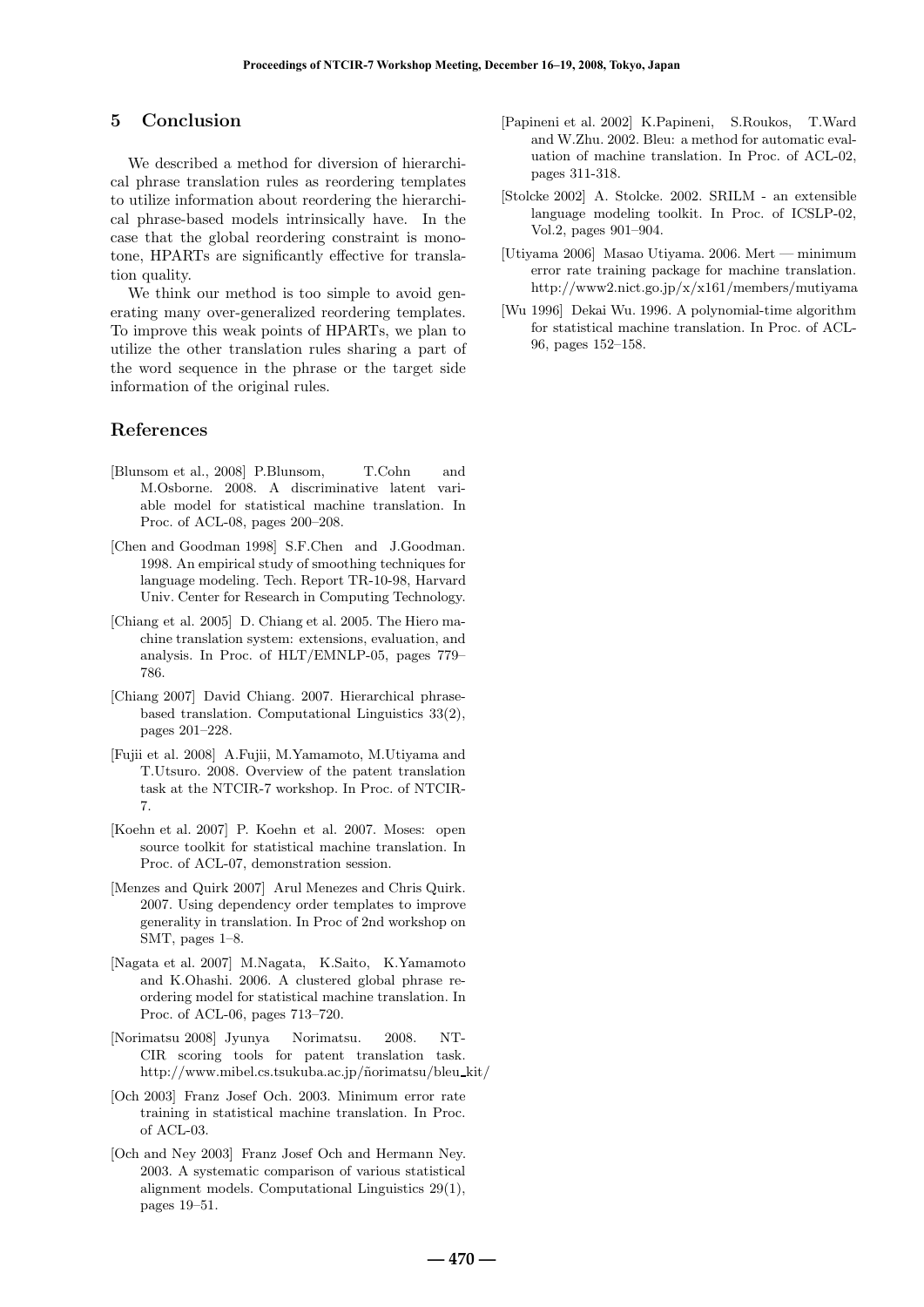## 5 Conclusion

We described a method for diversion of hierarchical phrase translation rules as reordering templates to utilize information about reordering the hierarchical phrase-based models intrinsically have. In the case that the global reordering constraint is monotone, HPARTs are significantly effective for translation quality.

We think our method is too simple to avoid generating many over-generalized reordering templates. To improve this weak points of HPARTs, we plan to utilize the other translation rules sharing a part of the word sequence in the phrase or the target side information of the original rules.

## References

[Blunsom et al., 2008] P.Blunsom, T.Cohn and M.Osborne. 2008. A discriminative latent variable model for statistical machine translation. In Proc. of ACL-08, pages 200–208.

[Chen and Goodman 1998] S.F.Chen and J.Goodman. 1998. An empirical study of smoothing techniques for language modeling. Tech. Report TR-10-98, Harvard Univ. Center for Research in Computing Technology.

[Chiang et al. 2005] D. Chiang et al. 2005. The Hiero machine translation system: extensions, evaluation, and analysis. In Proc. of HLT/EMNLP-05, pages 779–786.

[Chiang 2007] David Chiang. 2007. Hierarchical phrase-based translation. Computational Linguistics 33(2), pages 201–228.

[Fujii et al. 2008] A.Fujii, M.Yamamoto, M.Utiyama and T.Utsuro. 2008. Overview of the patent translation task at the NTCIR-7 workshop. In Proc. of NTCIR-7.

[Koehn et al. 2007] P. Koehn et al. 2007. Moses: open source toolkit for statistical machine translation. In Proc. of ACL-07, demonstration session.

[Menzes and Quirk 2007] Arul Menezes and Chris Quirk. 2007. Using dependency order templates to improve generality in translation. In Proc of 2nd workshop on SMT, pages 1–8.

[Nagata et al. 2007] M.Nagata, K.Saito, K.Yamamoto and K.Ohashi. 2006. A clustered global phrase reordering model for statistical machine translation. In Proc. of ACL-06, pages 713–720.

[Norimatsu 2008] Jyunya Norimatsu. 2008. NTCIR scoring tools for patent translation task. http://www.mibel.cs.tsukuba.ac.jp/ñorimatsu/bleu_kit/

[Och 2003] Franz Josef Och. 2003. Minimum error rate training in statistical machine translation. In Proc. of ACL-03.

[Och and Ney 2003] Franz Josef Och and Hermann Ney. 2003. A systematic comparison of various statistical alignment models. Computational Linguistics 29(1), pages 19–51.

[Papineni et al. 2002] K.Papineni, S.Roukos, T.Ward and W.Zhu. 2002. Bleu: a method for automatic evaluation of machine translation. In Proc. of ACL-02, pages 311-318.

[Stolcke 2002] A. Stolcke. 2002. SRILM - an extensible language modeling toolkit. In Proc. of ICSLP-02, Vol.2, pages 901–904.

[Utiyama 2006] Masao Utiyama. 2006. Mert — minimum error rate training package for machine translation. http://www2.nict.go.jp/x/x161/members/mutiyama

[Wu 1996] Dekai Wu. 1996. A polynomial-time algorithm for statistical machine translation. In Proc. of ACL-96, pages 152–158.